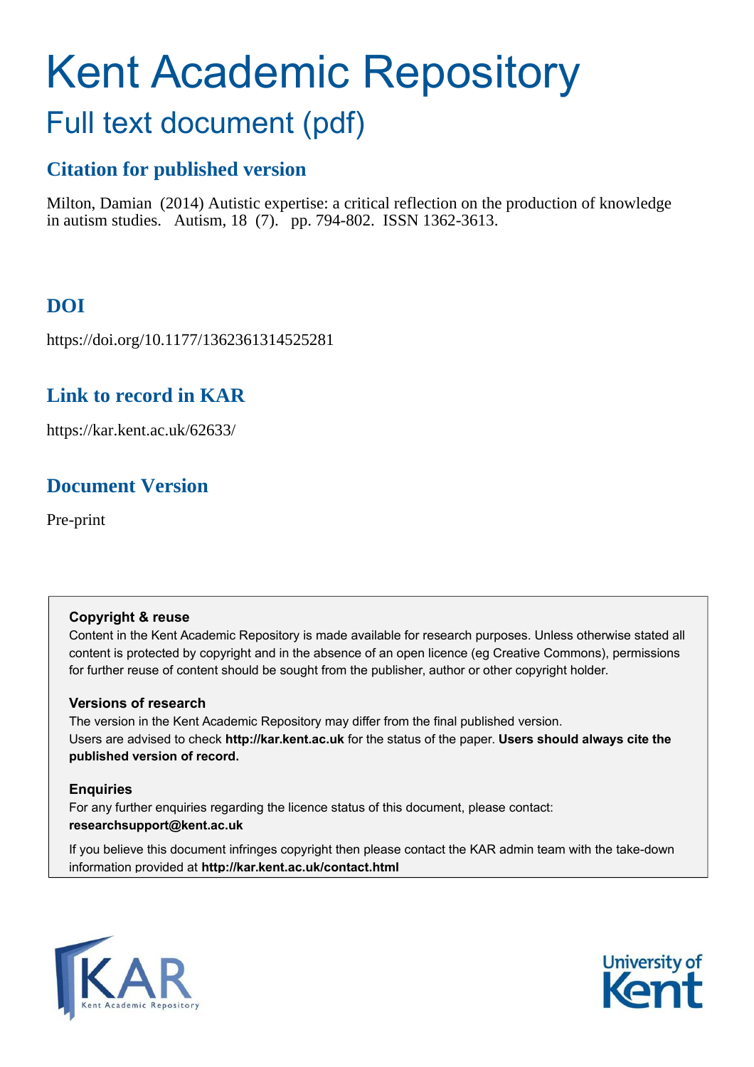# Kent Academic Repository

## Full text document (pdf)

### Citation for published version

Milton, Damian (2014) Autistic expertise: a critical reflection on the production of knowledge in autism studies. Autism, 18 (7). pp. 794-802. ISSN 1362-3613.

### DOI

https://doi.org/10.1177/1362361314525281

### Link to record in KAR

https://kar.kent.ac.uk/62633/

### Document Version

Pre-print

**Copyright & reuse**

Content in the Kent Academic Repository is made available for research purposes. Unless otherwise stated all content is protected by copyright and in the absence of an open licence (eg Creative Commons), permissions for further reuse of content should be sought from the publisher, author or other copyright holder.

**Versions of research**

The version in the Kent Academic Repository may differ from the final published version. Users are advised to check **http://kar.kent.ac.uk** for the status of the paper. **Users should always cite the published version of record.**

**Enquiries**

For any further enquiries regarding the licence status of this document, please contact: **researchsupport@kent.ac.uk**

If you believe this document infringes copyright then please contact the KAR admin team with the take-down information provided at **http://kar.kent.ac.uk/contact.html**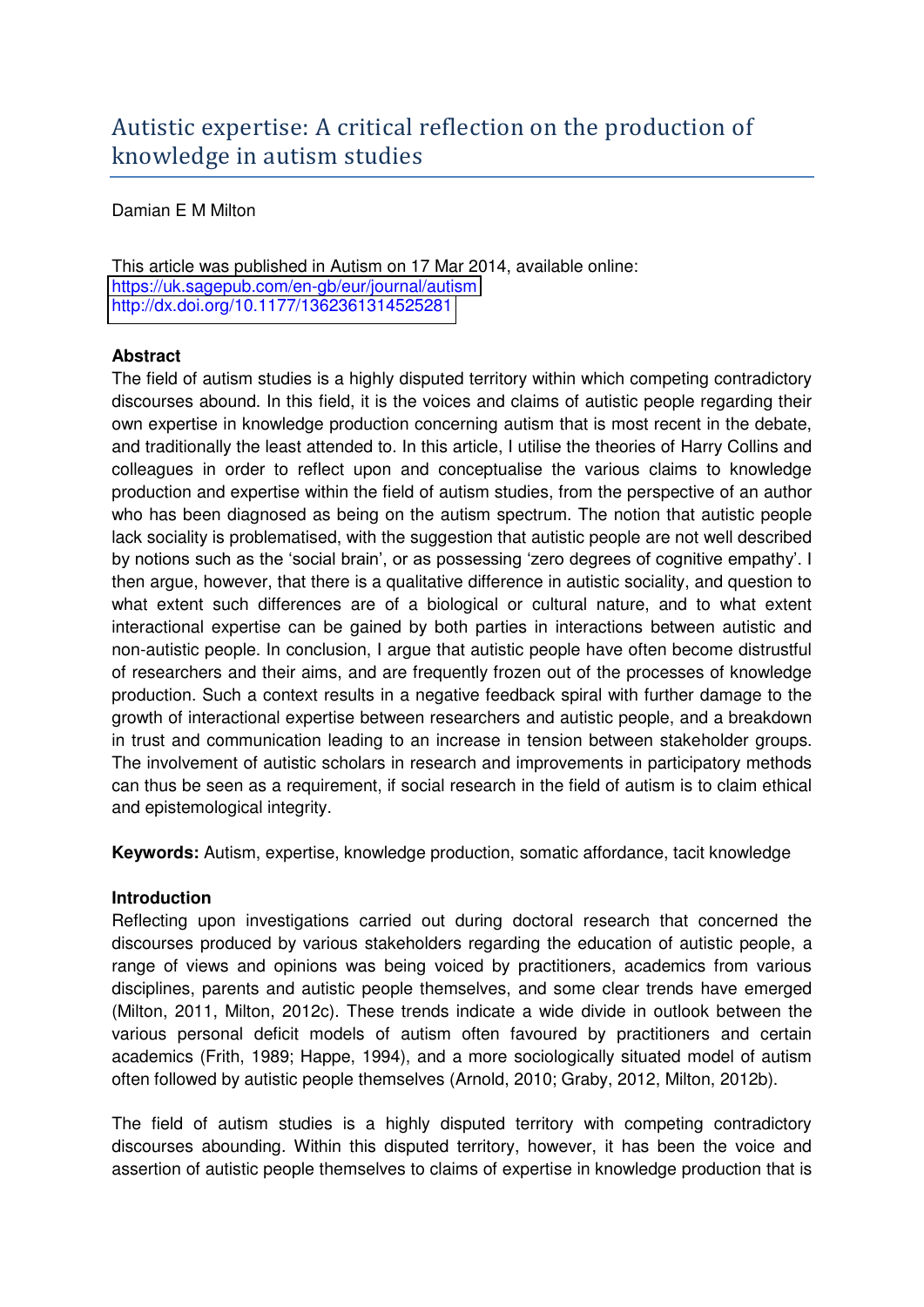# Autistic expertise: A critical reflection on the production of knowledge in autism studies

Damian E M Milton

This article was published in Autism on 17 Mar 2014, available online:
https://uk.sagepub.com/en-gb/eur/journal/autism
http://dx.doi.org/10.1177/1362361314525281

**Abstract**

The field of autism studies is a highly disputed territory within which competing contradictory discourses abound. In this field, it is the voices and claims of autistic people regarding their own expertise in knowledge production concerning autism that is most recent in the debate, and traditionally the least attended to. In this article, I utilise the theories of Harry Collins and colleagues in order to reflect upon and conceptualise the various claims to knowledge production and expertise within the field of autism studies, from the perspective of an author who has been diagnosed as being on the autism spectrum. The notion that autistic people lack sociality is problematised, with the suggestion that autistic people are not well described by notions such as the 'social brain', or as possessing 'zero degrees of cognitive empathy'. I then argue, however, that there is a qualitative difference in autistic sociality, and question to what extent such differences are of a biological or cultural nature, and to what extent interactional expertise can be gained by both parties in interactions between autistic and non-autistic people. In conclusion, I argue that autistic people have often become distrustful of researchers and their aims, and are frequently frozen out of the processes of knowledge production. Such a context results in a negative feedback spiral with further damage to the growth of interactional expertise between researchers and autistic people, and a breakdown in trust and communication leading to an increase in tension between stakeholder groups. The involvement of autistic scholars in research and improvements in participatory methods can thus be seen as a requirement, if social research in the field of autism is to claim ethical and epistemological integrity.

**Keywords:** Autism, expertise, knowledge production, somatic affordance, tacit knowledge

**Introduction**

Reflecting upon investigations carried out during doctoral research that concerned the discourses produced by various stakeholders regarding the education of autistic people, a range of views and opinions was being voiced by practitioners, academics from various disciplines, parents and autistic people themselves, and some clear trends have emerged (Milton, 2011, Milton, 2012c). These trends indicate a wide divide in outlook between the various personal deficit models of autism often favoured by practitioners and certain academics (Frith, 1989; Happe, 1994), and a more sociologically situated model of autism often followed by autistic people themselves (Arnold, 2010; Graby, 2012, Milton, 2012b).

The field of autism studies is a highly disputed territory with competing contradictory discourses abounding. Within this disputed territory, however, it has been the voice and assertion of autistic people themselves to claims of expertise in knowledge production that is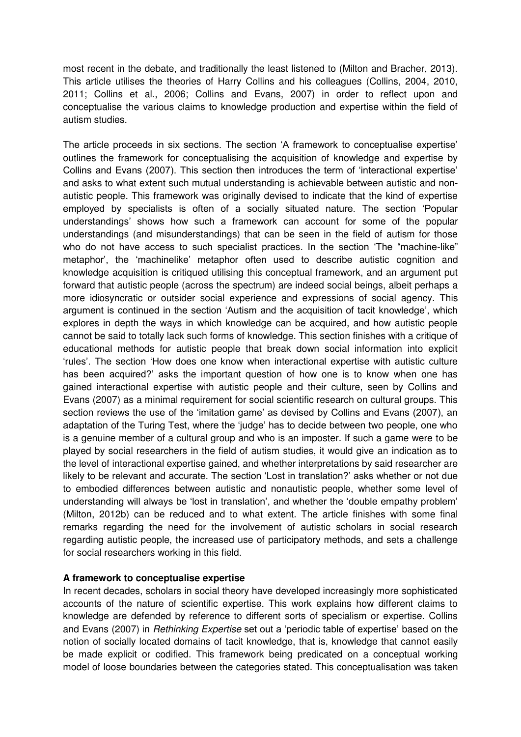most recent in the debate, and traditionally the least listened to (Milton and Bracher, 2013). This article utilises the theories of Harry Collins and his colleagues (Collins, 2004, 2010, 2011; Collins et al., 2006; Collins and Evans, 2007) in order to reflect upon and conceptualise the various claims to knowledge production and expertise within the field of autism studies.

The article proceeds in six sections. The section 'A framework to conceptualise expertise' outlines the framework for conceptualising the acquisition of knowledge and expertise by Collins and Evans (2007). This section then introduces the term of 'interactional expertise' and asks to what extent such mutual understanding is achievable between autistic and non-autistic people. This framework was originally devised to indicate that the kind of expertise employed by specialists is often of a socially situated nature. The section 'Popular understandings' shows how such a framework can account for some of the popular understandings (and misunderstandings) that can be seen in the field of autism for those who do not have access to such specialist practices. In the section 'The "machine-like" metaphor', the 'machinelike' metaphor often used to describe autistic cognition and knowledge acquisition is critiqued utilising this conceptual framework, and an argument put forward that autistic people (across the spectrum) are indeed social beings, albeit perhaps a more idiosyncratic or outsider social experience and expressions of social agency. This argument is continued in the section 'Autism and the acquisition of tacit knowledge', which explores in depth the ways in which knowledge can be acquired, and how autistic people cannot be said to totally lack such forms of knowledge. This section finishes with a critique of educational methods for autistic people that break down social information into explicit 'rules'. The section 'How does one know when interactional expertise with autistic culture has been acquired?' asks the important question of how one is to know when one has gained interactional expertise with autistic people and their culture, seen by Collins and Evans (2007) as a minimal requirement for social scientific research on cultural groups. This section reviews the use of the 'imitation game' as devised by Collins and Evans (2007), an adaptation of the Turing Test, where the 'judge' has to decide between two people, one who is a genuine member of a cultural group and who is an imposter. If such a game were to be played by social researchers in the field of autism studies, it would give an indication as to the level of interactional expertise gained, and whether interpretations by said researcher are likely to be relevant and accurate. The section 'Lost in translation?' asks whether or not due to embodied differences between autistic and nonautistic people, whether some level of understanding will always be 'lost in translation', and whether the 'double empathy problem' (Milton, 2012b) can be reduced and to what extent. The article finishes with some final remarks regarding the need for the involvement of autistic scholars in social research regarding autistic people, the increased use of participatory methods, and sets a challenge for social researchers working in this field.

## A framework to conceptualise expertise

In recent decades, scholars in social theory have developed increasingly more sophisticated accounts of the nature of scientific expertise. This work explains how different claims to knowledge are defended by reference to different sorts of specialism or expertise. Collins and Evans (2007) in *Rethinking Expertise* set out a 'periodic table of expertise' based on the notion of socially located domains of tacit knowledge, that is, knowledge that cannot easily be made explicit or codified. This framework being predicated on a conceptual working model of loose boundaries between the categories stated. This conceptualisation was taken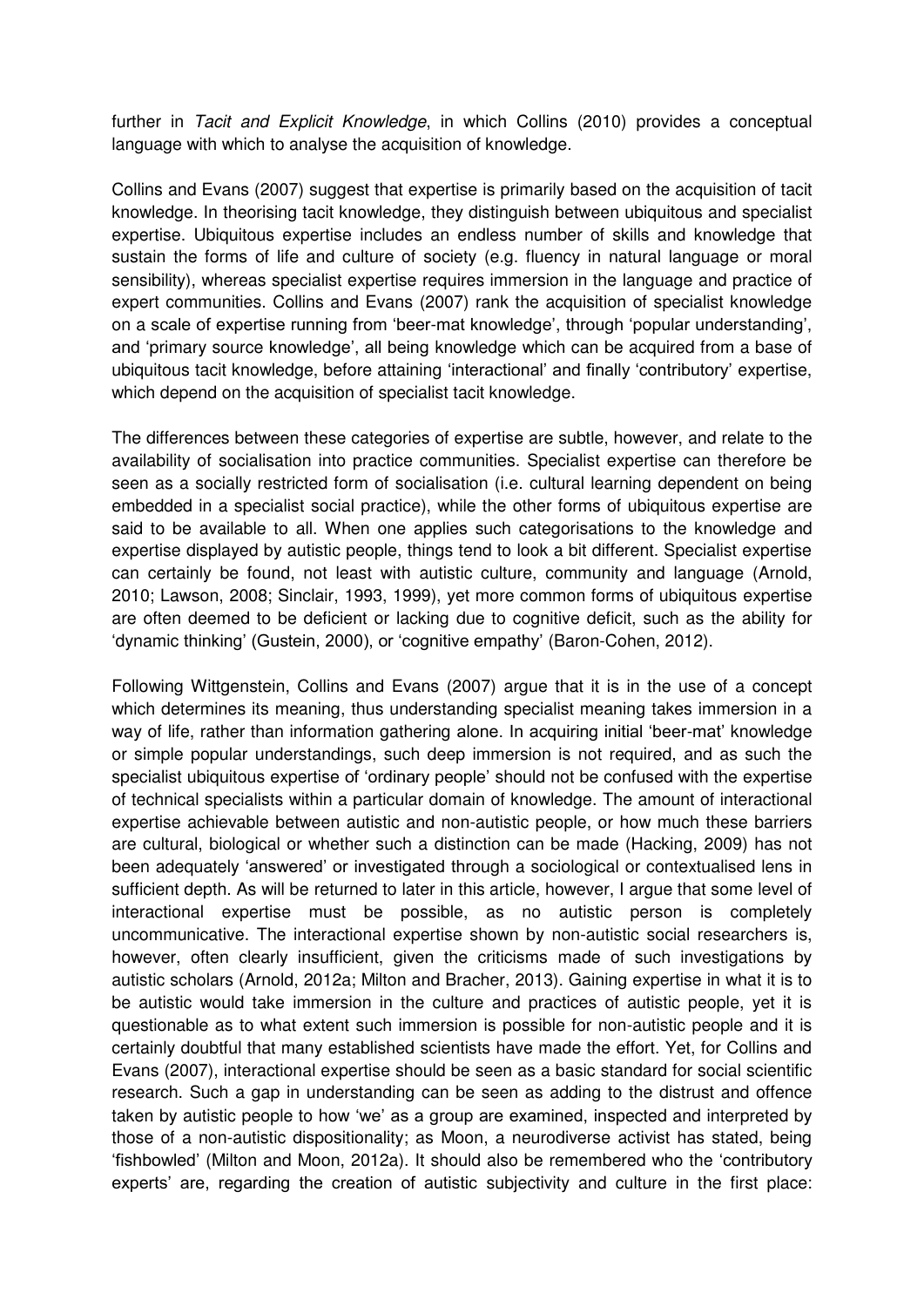further in *Tacit and Explicit Knowledge*, in which Collins (2010) provides a conceptual language with which to analyse the acquisition of knowledge.

Collins and Evans (2007) suggest that expertise is primarily based on the acquisition of tacit knowledge. In theorising tacit knowledge, they distinguish between ubiquitous and specialist expertise. Ubiquitous expertise includes an endless number of skills and knowledge that sustain the forms of life and culture of society (e.g. fluency in natural language or moral sensibility), whereas specialist expertise requires immersion in the language and practice of expert communities. Collins and Evans (2007) rank the acquisition of specialist knowledge on a scale of expertise running from 'beer-mat knowledge', through 'popular understanding', and 'primary source knowledge', all being knowledge which can be acquired from a base of ubiquitous tacit knowledge, before attaining 'interactional' and finally 'contributory' expertise, which depend on the acquisition of specialist tacit knowledge.

The differences between these categories of expertise are subtle, however, and relate to the availability of socialisation into practice communities. Specialist expertise can therefore be seen as a socially restricted form of socialisation (i.e. cultural learning dependent on being embedded in a specialist social practice), while the other forms of ubiquitous expertise are said to be available to all. When one applies such categorisations to the knowledge and expertise displayed by autistic people, things tend to look a bit different. Specialist expertise can certainly be found, not least with autistic culture, community and language (Arnold, 2010; Lawson, 2008; Sinclair, 1993, 1999), yet more common forms of ubiquitous expertise are often deemed to be deficient or lacking due to cognitive deficit, such as the ability for 'dynamic thinking' (Gustein, 2000), or 'cognitive empathy' (Baron-Cohen, 2012).

Following Wittgenstein, Collins and Evans (2007) argue that it is in the use of a concept which determines its meaning, thus understanding specialist meaning takes immersion in a way of life, rather than information gathering alone. In acquiring initial 'beer-mat' knowledge or simple popular understandings, such deep immersion is not required, and as such the specialist ubiquitous expertise of 'ordinary people' should not be confused with the expertise of technical specialists within a particular domain of knowledge. The amount of interactional expertise achievable between autistic and non-autistic people, or how much these barriers are cultural, biological or whether such a distinction can be made (Hacking, 2009) has not been adequately 'answered' or investigated through a sociological or contextualised lens in sufficient depth. As will be returned to later in this article, however, I argue that some level of interactional expertise must be possible, as no autistic person is completely uncommunicative. The interactional expertise shown by non-autistic social researchers is, however, often clearly insufficient, given the criticisms made of such investigations by autistic scholars (Arnold, 2012a; Milton and Bracher, 2013). Gaining expertise in what it is to be autistic would take immersion in the culture and practices of autistic people, yet it is questionable as to what extent such immersion is possible for non-autistic people and it is certainly doubtful that many established scientists have made the effort. Yet, for Collins and Evans (2007), interactional expertise should be seen as a basic standard for social scientific research. Such a gap in understanding can be seen as adding to the distrust and offence taken by autistic people to how 'we' as a group are examined, inspected and interpreted by those of a non-autistic dispositionality; as Moon, a neurodiverse activist has stated, being 'fishbowled' (Milton and Moon, 2012a). It should also be remembered who the 'contributory experts' are, regarding the creation of autistic subjectivity and culture in the first place: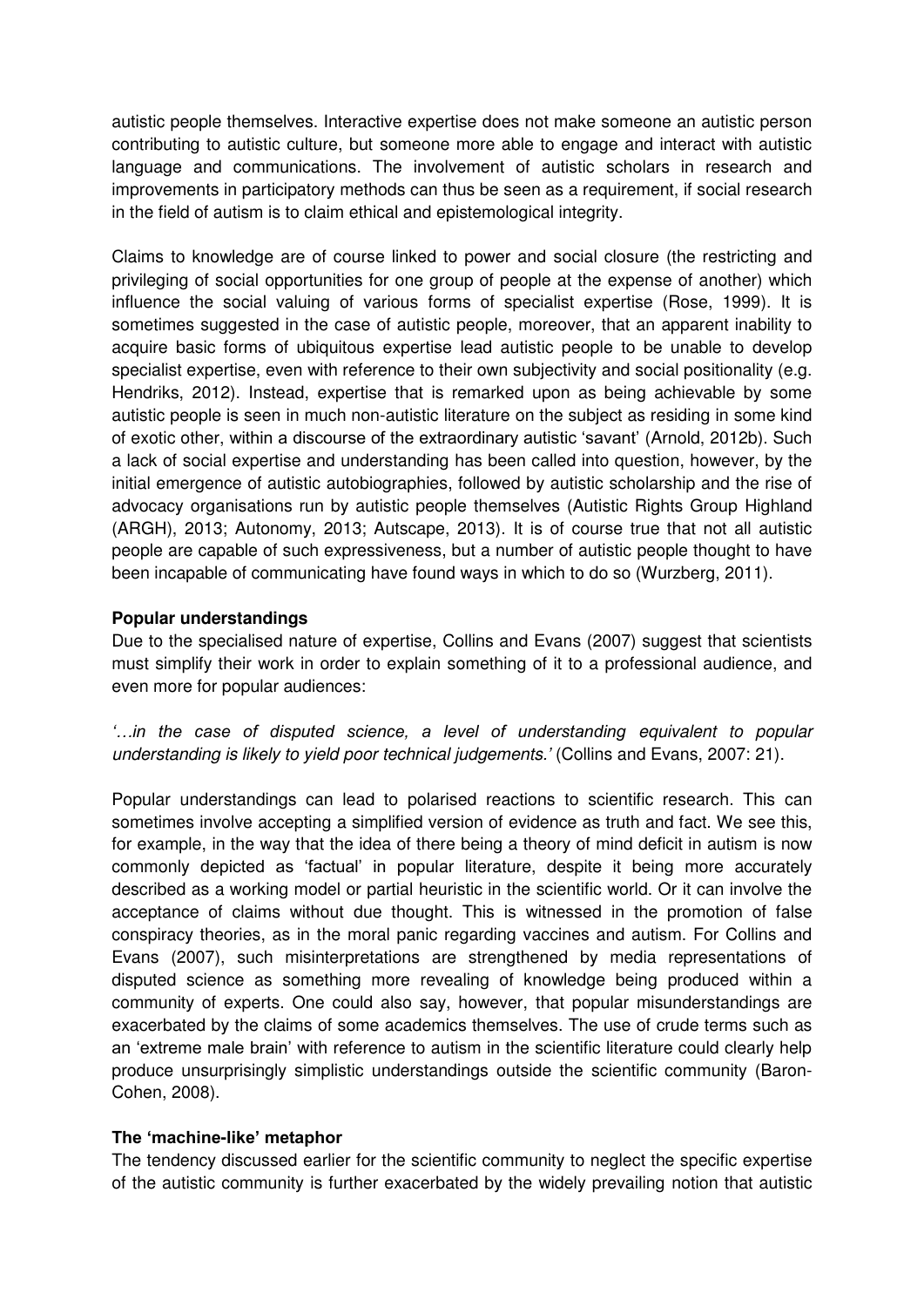autistic people themselves. Interactive expertise does not make someone an autistic person contributing to autistic culture, but someone more able to engage and interact with autistic language and communications. The involvement of autistic scholars in research and improvements in participatory methods can thus be seen as a requirement, if social research in the field of autism is to claim ethical and epistemological integrity.

Claims to knowledge are of course linked to power and social closure (the restricting and privileging of social opportunities for one group of people at the expense of another) which influence the social valuing of various forms of specialist expertise (Rose, 1999). It is sometimes suggested in the case of autistic people, moreover, that an apparent inability to acquire basic forms of ubiquitous expertise lead autistic people to be unable to develop specialist expertise, even with reference to their own subjectivity and social positionality (e.g. Hendriks, 2012). Instead, expertise that is remarked upon as being achievable by some autistic people is seen in much non-autistic literature on the subject as residing in some kind of exotic other, within a discourse of the extraordinary autistic 'savant' (Arnold, 2012b). Such a lack of social expertise and understanding has been called into question, however, by the initial emergence of autistic autobiographies, followed by autistic scholarship and the rise of advocacy organisations run by autistic people themselves (Autistic Rights Group Highland (ARGH), 2013; Autonomy, 2013; Autscape, 2013). It is of course true that not all autistic people are capable of such expressiveness, but a number of autistic people thought to have been incapable of communicating have found ways in which to do so (Wurzberg, 2011).

**Popular understandings**

Due to the specialised nature of expertise, Collins and Evans (2007) suggest that scientists must simplify their work in order to explain something of it to a professional audience, and even more for popular audiences:

*'…in the case of disputed science, a level of understanding equivalent to popular understanding is likely to yield poor technical judgements.'* (Collins and Evans, 2007: 21).

Popular understandings can lead to polarised reactions to scientific research. This can sometimes involve accepting a simplified version of evidence as truth and fact. We see this, for example, in the way that the idea of there being a theory of mind deficit in autism is now commonly depicted as 'factual' in popular literature, despite it being more accurately described as a working model or partial heuristic in the scientific world. Or it can involve the acceptance of claims without due thought. This is witnessed in the promotion of false conspiracy theories, as in the moral panic regarding vaccines and autism. For Collins and Evans (2007), such misinterpretations are strengthened by media representations of disputed science as something more revealing of knowledge being produced within a community of experts. One could also say, however, that popular misunderstandings are exacerbated by the claims of some academics themselves. The use of crude terms such as an 'extreme male brain' with reference to autism in the scientific literature could clearly help produce unsurprisingly simplistic understandings outside the scientific community (Baron-Cohen, 2008).

**The 'machine-like' metaphor**

The tendency discussed earlier for the scientific community to neglect the specific expertise of the autistic community is further exacerbated by the widely prevailing notion that autistic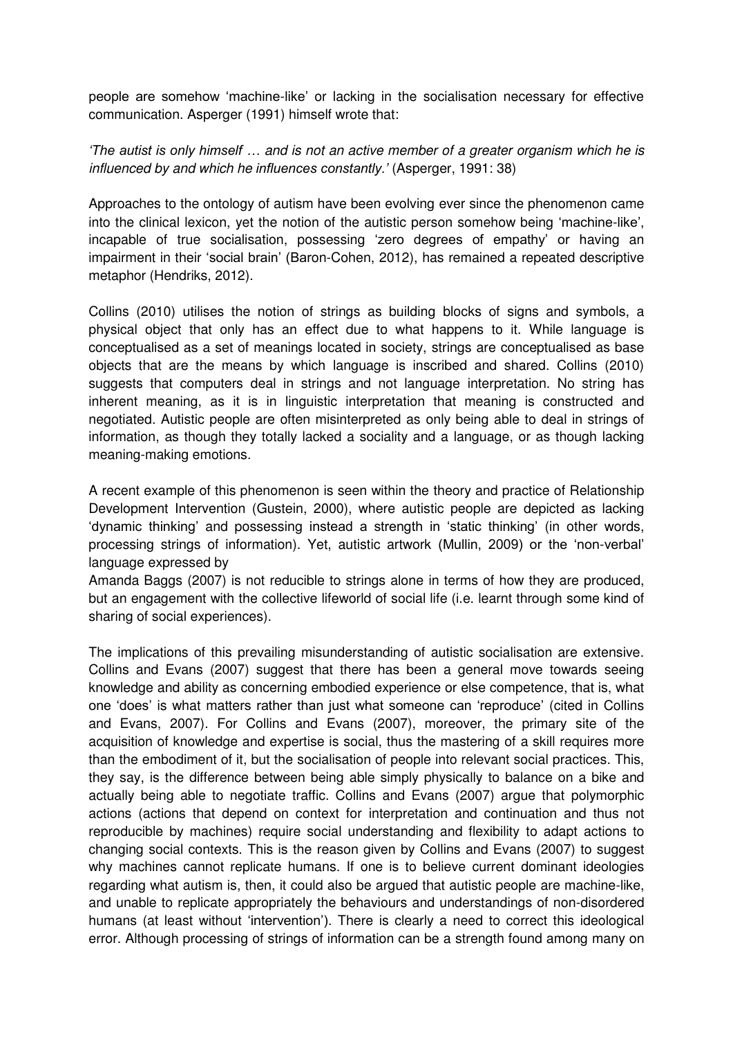people are somehow 'machine-like' or lacking in the socialisation necessary for effective communication. Asperger (1991) himself wrote that:

*'The autist is only himself … and is not an active member of a greater organism which he is influenced by and which he influences constantly.'* (Asperger, 1991: 38)

Approaches to the ontology of autism have been evolving ever since the phenomenon came into the clinical lexicon, yet the notion of the autistic person somehow being 'machine-like', incapable of true socialisation, possessing 'zero degrees of empathy' or having an impairment in their 'social brain' (Baron-Cohen, 2012), has remained a repeated descriptive metaphor (Hendriks, 2012).

Collins (2010) utilises the notion of strings as building blocks of signs and symbols, a physical object that only has an effect due to what happens to it. While language is conceptualised as a set of meanings located in society, strings are conceptualised as base objects that are the means by which language is inscribed and shared. Collins (2010) suggests that computers deal in strings and not language interpretation. No string has inherent meaning, as it is in linguistic interpretation that meaning is constructed and negotiated. Autistic people are often misinterpreted as only being able to deal in strings of information, as though they totally lacked a sociality and a language, or as though lacking meaning-making emotions.

A recent example of this phenomenon is seen within the theory and practice of Relationship Development Intervention (Gustein, 2000), where autistic people are depicted as lacking 'dynamic thinking' and possessing instead a strength in 'static thinking' (in other words, processing strings of information). Yet, autistic artwork (Mullin, 2009) or the 'non-verbal' language expressed by
Amanda Baggs (2007) is not reducible to strings alone in terms of how they are produced, but an engagement with the collective lifeworld of social life (i.e. learnt through some kind of sharing of social experiences).

The implications of this prevailing misunderstanding of autistic socialisation are extensive. Collins and Evans (2007) suggest that there has been a general move towards seeing knowledge and ability as concerning embodied experience or else competence, that is, what one 'does' is what matters rather than just what someone can 'reproduce' (cited in Collins and Evans, 2007). For Collins and Evans (2007), moreover, the primary site of the acquisition of knowledge and expertise is social, thus the mastering of a skill requires more than the embodiment of it, but the socialisation of people into relevant social practices. This, they say, is the difference between being able simply physically to balance on a bike and actually being able to negotiate traffic. Collins and Evans (2007) argue that polymorphic actions (actions that depend on context for interpretation and continuation and thus not reproducible by machines) require social understanding and flexibility to adapt actions to changing social contexts. This is the reason given by Collins and Evans (2007) to suggest why machines cannot replicate humans. If one is to believe current dominant ideologies regarding what autism is, then, it could also be argued that autistic people are machine-like, and unable to replicate appropriately the behaviours and understandings of non-disordered humans (at least without 'intervention'). There is clearly a need to correct this ideological error. Although processing of strings of information can be a strength found among many on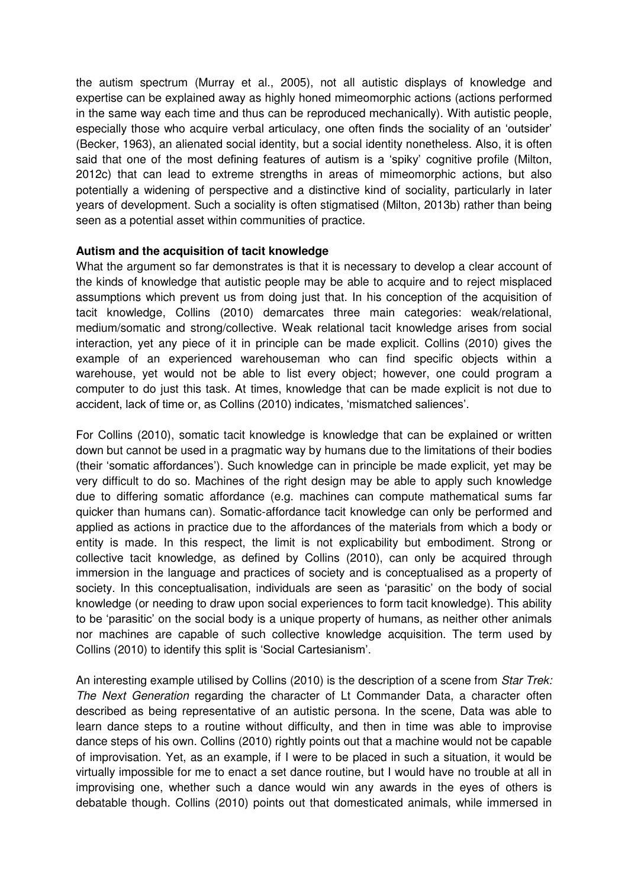the autism spectrum (Murray et al., 2005), not all autistic displays of knowledge and expertise can be explained away as highly honed mimeomorphic actions (actions performed in the same way each time and thus can be reproduced mechanically). With autistic people, especially those who acquire verbal articulacy, one often finds the sociality of an 'outsider' (Becker, 1963), an alienated social identity, but a social identity nonetheless. Also, it is often said that one of the most defining features of autism is a 'spiky' cognitive profile (Milton, 2012c) that can lead to extreme strengths in areas of mimeomorphic actions, but also potentially a widening of perspective and a distinctive kind of sociality, particularly in later years of development. Such a sociality is often stigmatised (Milton, 2013b) rather than being seen as a potential asset within communities of practice.

**Autism and the acquisition of tacit knowledge**

What the argument so far demonstrates is that it is necessary to develop a clear account of the kinds of knowledge that autistic people may be able to acquire and to reject misplaced assumptions which prevent us from doing just that. In his conception of the acquisition of tacit knowledge, Collins (2010) demarcates three main categories: weak/relational, medium/somatic and strong/collective. Weak relational tacit knowledge arises from social interaction, yet any piece of it in principle can be made explicit. Collins (2010) gives the example of an experienced warehouseman who can find specific objects within a warehouse, yet would not be able to list every object; however, one could program a computer to do just this task. At times, knowledge that can be made explicit is not due to accident, lack of time or, as Collins (2010) indicates, 'mismatched saliences'.

For Collins (2010), somatic tacit knowledge is knowledge that can be explained or written down but cannot be used in a pragmatic way by humans due to the limitations of their bodies (their 'somatic affordances'). Such knowledge can in principle be made explicit, yet may be very difficult to do so. Machines of the right design may be able to apply such knowledge due to differing somatic affordance (e.g. machines can compute mathematical sums far quicker than humans can). Somatic-affordance tacit knowledge can only be performed and applied as actions in practice due to the affordances of the materials from which a body or entity is made. In this respect, the limit is not explicability but embodiment. Strong or collective tacit knowledge, as defined by Collins (2010), can only be acquired through immersion in the language and practices of society and is conceptualised as a property of society. In this conceptualisation, individuals are seen as 'parasitic' on the body of social knowledge (or needing to draw upon social experiences to form tacit knowledge). This ability to be 'parasitic' on the social body is a unique property of humans, as neither other animals nor machines are capable of such collective knowledge acquisition. The term used by Collins (2010) to identify this split is 'Social Cartesianism'.

An interesting example utilised by Collins (2010) is the description of a scene from *Star Trek: The Next Generation* regarding the character of Lt Commander Data, a character often described as being representative of an autistic persona. In the scene, Data was able to learn dance steps to a routine without difficulty, and then in time was able to improvise dance steps of his own. Collins (2010) rightly points out that a machine would not be capable of improvisation. Yet, as an example, if I were to be placed in such a situation, it would be virtually impossible for me to enact a set dance routine, but I would have no trouble at all in improvising one, whether such a dance would win any awards in the eyes of others is debatable though. Collins (2010) points out that domesticated animals, while immersed in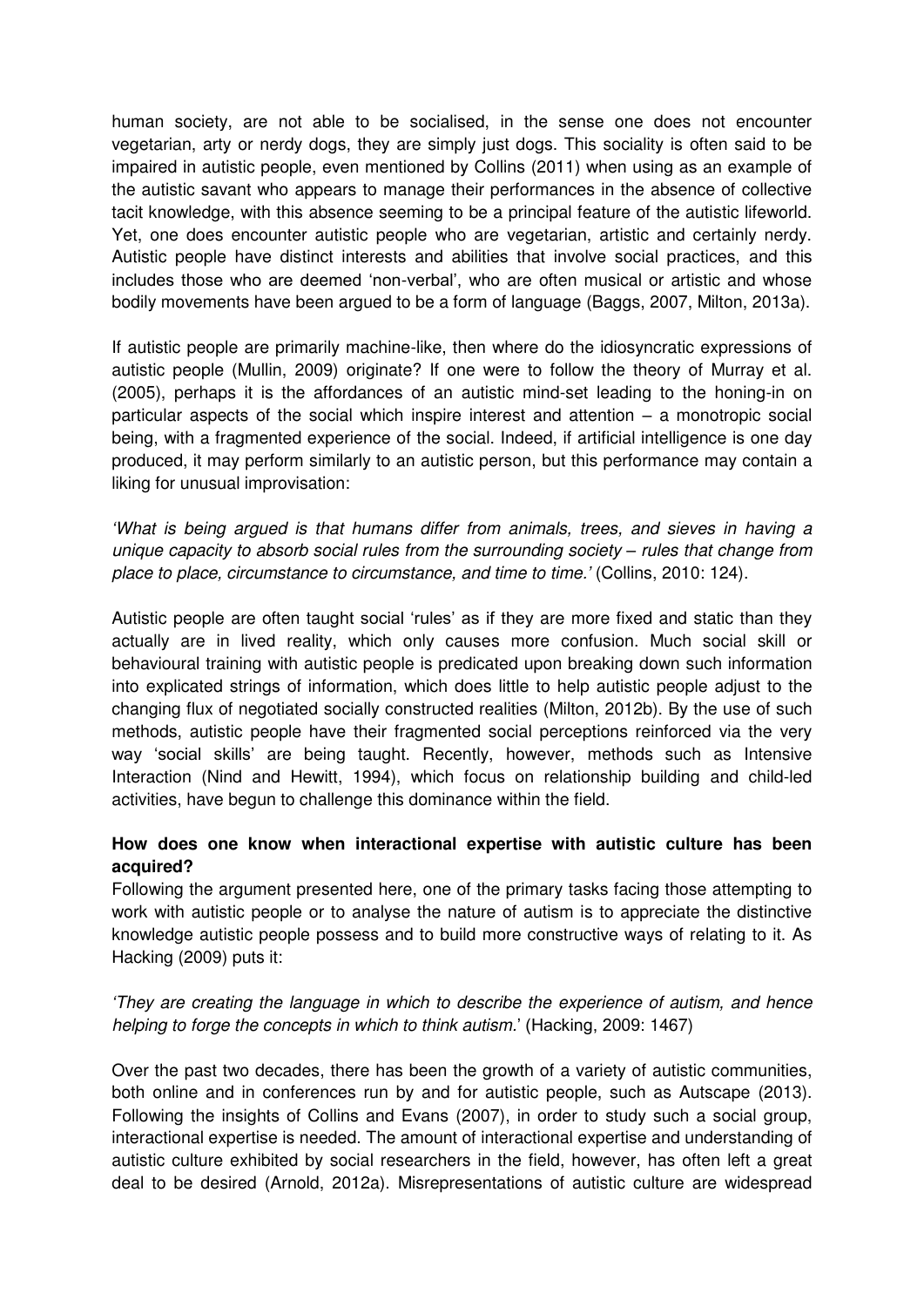human society, are not able to be socialised, in the sense one does not encounter vegetarian, arty or nerdy dogs, they are simply just dogs. This sociality is often said to be impaired in autistic people, even mentioned by Collins (2011) when using as an example of the autistic savant who appears to manage their performances in the absence of collective tacit knowledge, with this absence seeming to be a principal feature of the autistic lifeworld. Yet, one does encounter autistic people who are vegetarian, artistic and certainly nerdy. Autistic people have distinct interests and abilities that involve social practices, and this includes those who are deemed 'non-verbal', who are often musical or artistic and whose bodily movements have been argued to be a form of language (Baggs, 2007, Milton, 2013a).

If autistic people are primarily machine-like, then where do the idiosyncratic expressions of autistic people (Mullin, 2009) originate? If one were to follow the theory of Murray et al. (2005), perhaps it is the affordances of an autistic mind-set leading to the honing-in on particular aspects of the social which inspire interest and attention – a monotropic social being, with a fragmented experience of the social. Indeed, if artificial intelligence is one day produced, it may perform similarly to an autistic person, but this performance may contain a liking for unusual improvisation:

*'What is being argued is that humans differ from animals, trees, and sieves in having a unique capacity to absorb social rules from the surrounding society – rules that change from place to place, circumstance to circumstance, and time to time.'* (Collins, 2010: 124).

Autistic people are often taught social 'rules' as if they are more fixed and static than they actually are in lived reality, which only causes more confusion. Much social skill or behavioural training with autistic people is predicated upon breaking down such information into explicated strings of information, which does little to help autistic people adjust to the changing flux of negotiated socially constructed realities (Milton, 2012b). By the use of such methods, autistic people have their fragmented social perceptions reinforced via the very way 'social skills' are being taught. Recently, however, methods such as Intensive Interaction (Nind and Hewitt, 1994), which focus on relationship building and child-led activities, have begun to challenge this dominance within the field.

**How does one know when interactional expertise with autistic culture has been acquired?**

Following the argument presented here, one of the primary tasks facing those attempting to work with autistic people or to analyse the nature of autism is to appreciate the distinctive knowledge autistic people possess and to build more constructive ways of relating to it. As Hacking (2009) puts it:

*'They are creating the language in which to describe the experience of autism, and hence helping to forge the concepts in which to think autism.'* (Hacking, 2009: 1467)

Over the past two decades, there has been the growth of a variety of autistic communities, both online and in conferences run by and for autistic people, such as Autscape (2013). Following the insights of Collins and Evans (2007), in order to study such a social group, interactional expertise is needed. The amount of interactional expertise and understanding of autistic culture exhibited by social researchers in the field, however, has often left a great deal to be desired (Arnold, 2012a). Misrepresentations of autistic culture are widespread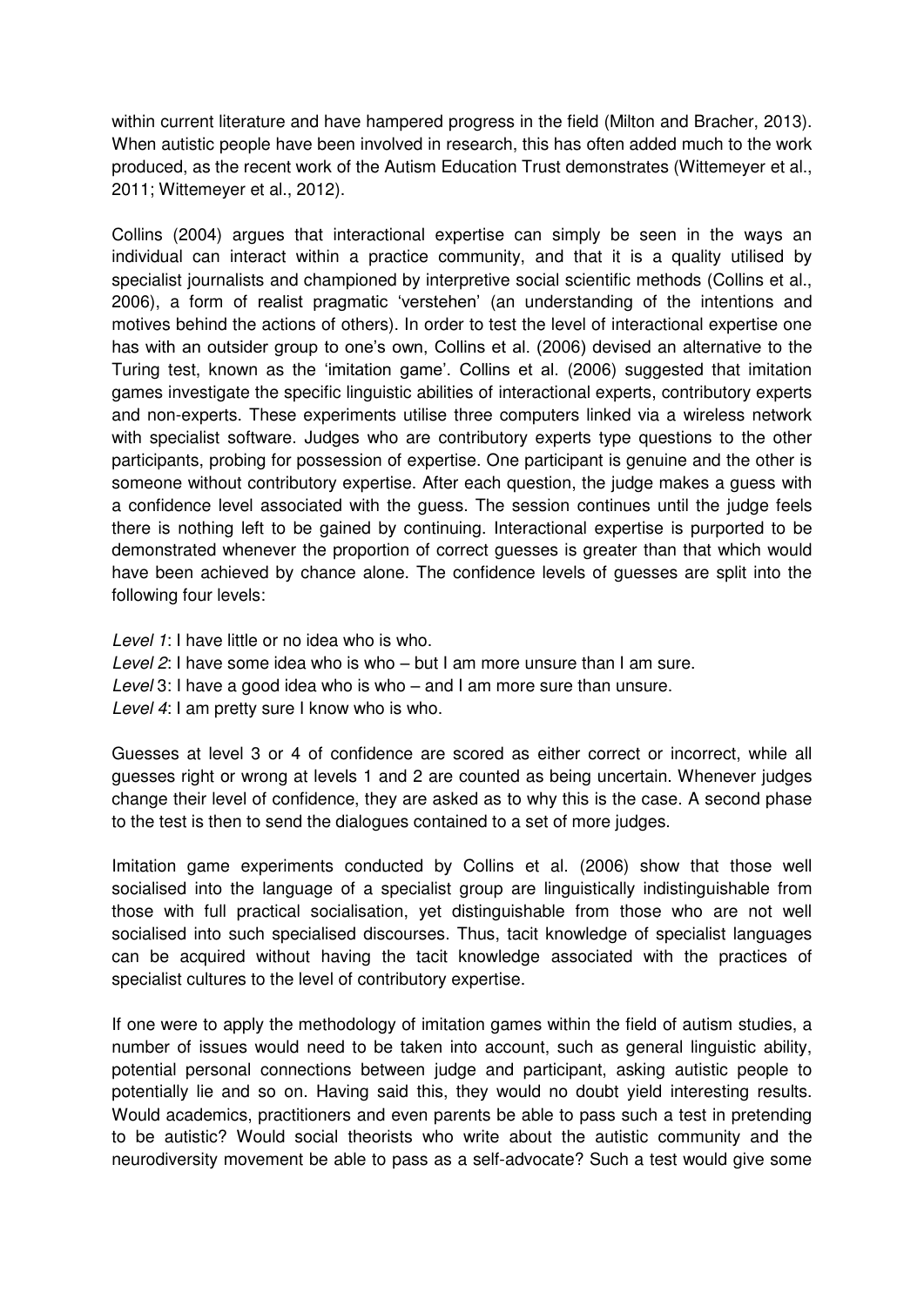within current literature and have hampered progress in the field (Milton and Bracher, 2013). When autistic people have been involved in research, this has often added much to the work produced, as the recent work of the Autism Education Trust demonstrates (Wittemeyer et al., 2011; Wittemeyer et al., 2012).

Collins (2004) argues that interactional expertise can simply be seen in the ways an individual can interact within a practice community, and that it is a quality utilised by specialist journalists and championed by interpretive social scientific methods (Collins et al., 2006), a form of realist pragmatic 'verstehen' (an understanding of the intentions and motives behind the actions of others). In order to test the level of interactional expertise one has with an outsider group to one's own, Collins et al. (2006) devised an alternative to the Turing test, known as the 'imitation game'. Collins et al. (2006) suggested that imitation games investigate the specific linguistic abilities of interactional experts, contributory experts and non-experts. These experiments utilise three computers linked via a wireless network with specialist software. Judges who are contributory experts type questions to the other participants, probing for possession of expertise. One participant is genuine and the other is someone without contributory expertise. After each question, the judge makes a guess with a confidence level associated with the guess. The session continues until the judge feels there is nothing left to be gained by continuing. Interactional expertise is purported to be demonstrated whenever the proportion of correct guesses is greater than that which would have been achieved by chance alone. The confidence levels of guesses are split into the following four levels:

*Level 1*: I have little or no idea who is who.
*Level 2*: I have some idea who is who – but I am more unsure than I am sure.
*Level* 3: I have a good idea who is who – and I am more sure than unsure.
*Level 4*: I am pretty sure I know who is who.

Guesses at level 3 or 4 of confidence are scored as either correct or incorrect, while all guesses right or wrong at levels 1 and 2 are counted as being uncertain. Whenever judges change their level of confidence, they are asked as to why this is the case. A second phase to the test is then to send the dialogues contained to a set of more judges.

Imitation game experiments conducted by Collins et al. (2006) show that those well socialised into the language of a specialist group are linguistically indistinguishable from those with full practical socialisation, yet distinguishable from those who are not well socialised into such specialised discourses. Thus, tacit knowledge of specialist languages can be acquired without having the tacit knowledge associated with the practices of specialist cultures to the level of contributory expertise.

If one were to apply the methodology of imitation games within the field of autism studies, a number of issues would need to be taken into account, such as general linguistic ability, potential personal connections between judge and participant, asking autistic people to potentially lie and so on. Having said this, they would no doubt yield interesting results. Would academics, practitioners and even parents be able to pass such a test in pretending to be autistic? Would social theorists who write about the autistic community and the neurodiversity movement be able to pass as a self-advocate? Such a test would give some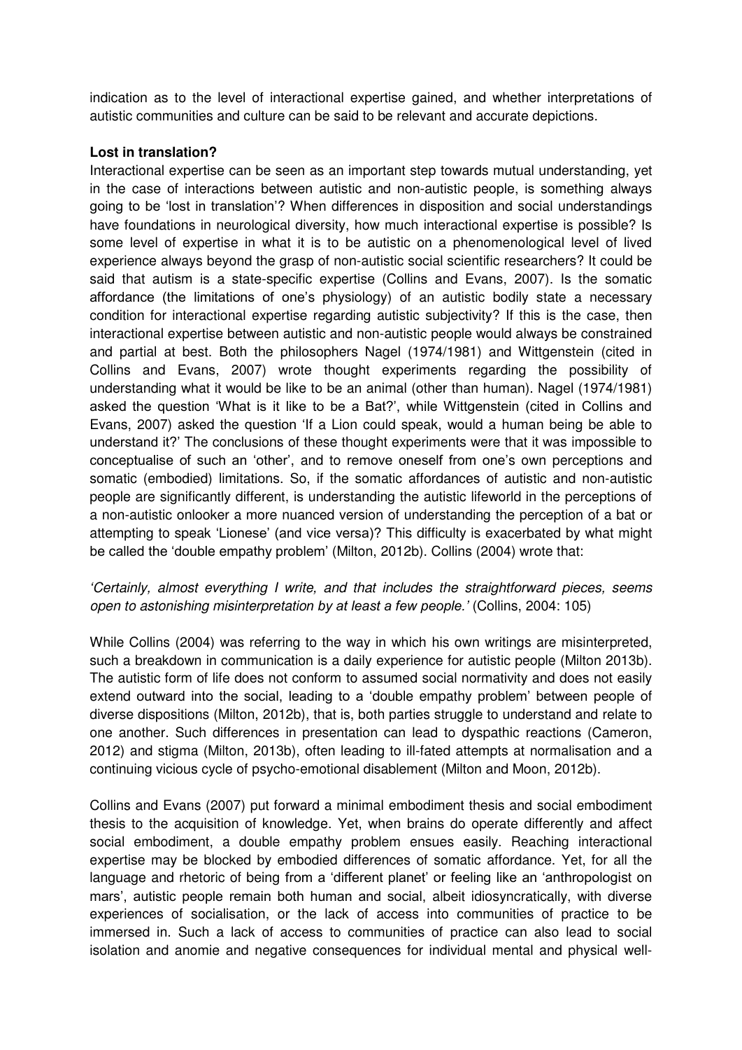indication as to the level of interactional expertise gained, and whether interpretations of autistic communities and culture can be said to be relevant and accurate depictions.

**Lost in translation?**

Interactional expertise can be seen as an important step towards mutual understanding, yet in the case of interactions between autistic and non-autistic people, is something always going to be 'lost in translation'? When differences in disposition and social understandings have foundations in neurological diversity, how much interactional expertise is possible? Is some level of expertise in what it is to be autistic on a phenomenological level of lived experience always beyond the grasp of non-autistic social scientific researchers? It could be said that autism is a state-specific expertise (Collins and Evans, 2007). Is the somatic affordance (the limitations of one's physiology) of an autistic bodily state a necessary condition for interactional expertise regarding autistic subjectivity? If this is the case, then interactional expertise between autistic and non-autistic people would always be constrained and partial at best. Both the philosophers Nagel (1974/1981) and Wittgenstein (cited in Collins and Evans, 2007) wrote thought experiments regarding the possibility of understanding what it would be like to be an animal (other than human). Nagel (1974/1981) asked the question 'What is it like to be a Bat?', while Wittgenstein (cited in Collins and Evans, 2007) asked the question 'If a Lion could speak, would a human being be able to understand it?' The conclusions of these thought experiments were that it was impossible to conceptualise of such an 'other', and to remove oneself from one's own perceptions and somatic (embodied) limitations. So, if the somatic affordances of autistic and non-autistic people are significantly different, is understanding the autistic lifeworld in the perceptions of a non-autistic onlooker a more nuanced version of understanding the perception of a bat or attempting to speak 'Lionese' (and vice versa)? This difficulty is exacerbated by what might be called the 'double empathy problem' (Milton, 2012b). Collins (2004) wrote that:

*'Certainly, almost everything I write, and that includes the straightforward pieces, seems open to astonishing misinterpretation by at least a few people.'* (Collins, 2004: 105)

While Collins (2004) was referring to the way in which his own writings are misinterpreted, such a breakdown in communication is a daily experience for autistic people (Milton 2013b). The autistic form of life does not conform to assumed social normativity and does not easily extend outward into the social, leading to a 'double empathy problem' between people of diverse dispositions (Milton, 2012b), that is, both parties struggle to understand and relate to one another. Such differences in presentation can lead to dyspathic reactions (Cameron, 2012) and stigma (Milton, 2013b), often leading to ill-fated attempts at normalisation and a continuing vicious cycle of psycho-emotional disablement (Milton and Moon, 2012b).

Collins and Evans (2007) put forward a minimal embodiment thesis and social embodiment thesis to the acquisition of knowledge. Yet, when brains do operate differently and affect social embodiment, a double empathy problem ensues easily. Reaching interactional expertise may be blocked by embodied differences of somatic affordance. Yet, for all the language and rhetoric of being from a 'different planet' or feeling like an 'anthropologist on mars', autistic people remain both human and social, albeit idiosyncratically, with diverse experiences of socialisation, or the lack of access into communities of practice to be immersed in. Such a lack of access to communities of practice can also lead to social isolation and anomie and negative consequences for individual mental and physical well-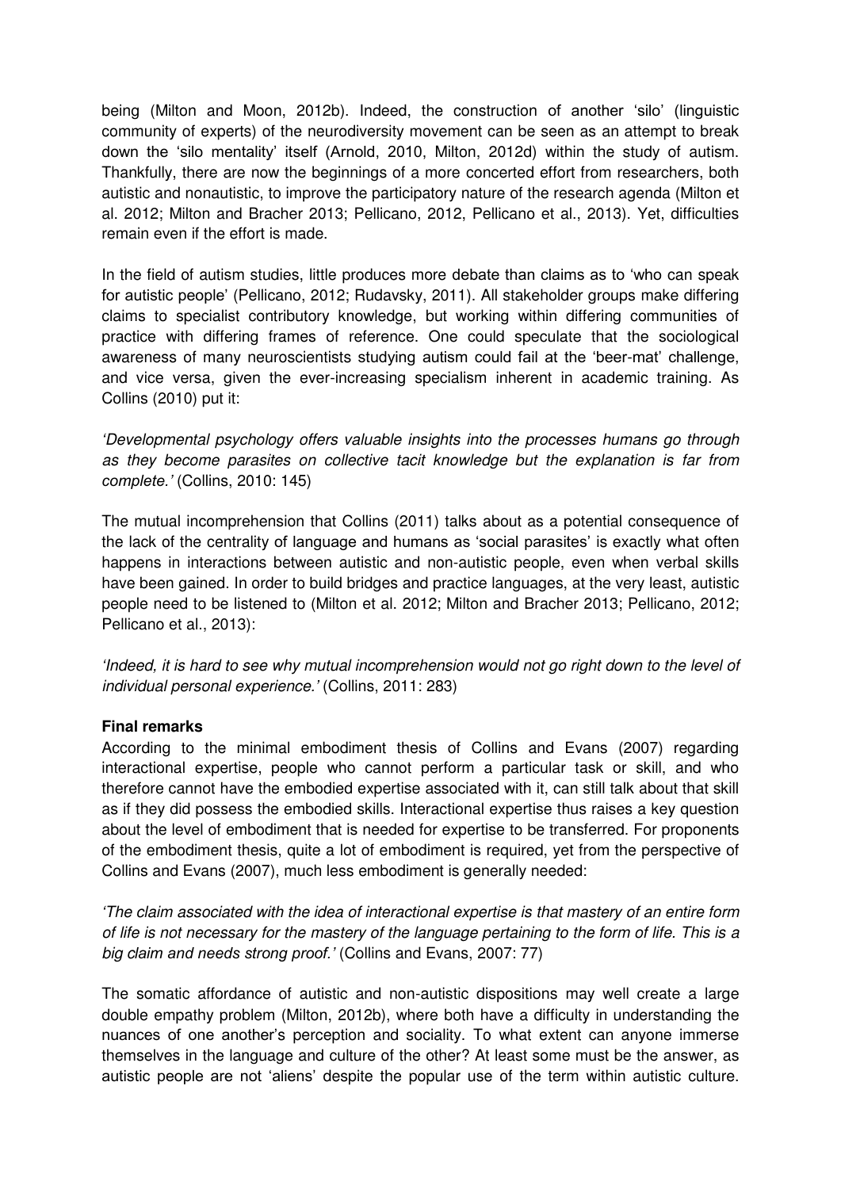being (Milton and Moon, 2012b). Indeed, the construction of another 'silo' (linguistic community of experts) of the neurodiversity movement can be seen as an attempt to break down the 'silo mentality' itself (Arnold, 2010, Milton, 2012d) within the study of autism. Thankfully, there are now the beginnings of a more concerted effort from researchers, both autistic and nonautistic, to improve the participatory nature of the research agenda (Milton et al. 2012; Milton and Bracher 2013; Pellicano, 2012, Pellicano et al., 2013). Yet, difficulties remain even if the effort is made.

In the field of autism studies, little produces more debate than claims as to 'who can speak for autistic people' (Pellicano, 2012; Rudavsky, 2011). All stakeholder groups make differing claims to specialist contributory knowledge, but working within differing communities of practice with differing frames of reference. One could speculate that the sociological awareness of many neuroscientists studying autism could fail at the 'beer-mat' challenge, and vice versa, given the ever-increasing specialism inherent in academic training. As Collins (2010) put it:

*'Developmental psychology offers valuable insights into the processes humans go through as they become parasites on collective tacit knowledge but the explanation is far from complete.'* (Collins, 2010: 145)

The mutual incomprehension that Collins (2011) talks about as a potential consequence of the lack of the centrality of language and humans as 'social parasites' is exactly what often happens in interactions between autistic and non-autistic people, even when verbal skills have been gained. In order to build bridges and practice languages, at the very least, autistic people need to be listened to (Milton et al. 2012; Milton and Bracher 2013; Pellicano, 2012; Pellicano et al., 2013):

*'Indeed, it is hard to see why mutual incomprehension would not go right down to the level of individual personal experience.'* (Collins, 2011: 283)

**Final remarks**

According to the minimal embodiment thesis of Collins and Evans (2007) regarding interactional expertise, people who cannot perform a particular task or skill, and who therefore cannot have the embodied expertise associated with it, can still talk about that skill as if they did possess the embodied skills. Interactional expertise thus raises a key question about the level of embodiment that is needed for expertise to be transferred. For proponents of the embodiment thesis, quite a lot of embodiment is required, yet from the perspective of Collins and Evans (2007), much less embodiment is generally needed:

*'The claim associated with the idea of interactional expertise is that mastery of an entire form of life is not necessary for the mastery of the language pertaining to the form of life. This is a big claim and needs strong proof.'* (Collins and Evans, 2007: 77)

The somatic affordance of autistic and non-autistic dispositions may well create a large double empathy problem (Milton, 2012b), where both have a difficulty in understanding the nuances of one another's perception and sociality. To what extent can anyone immerse themselves in the language and culture of the other? At least some must be the answer, as autistic people are not 'aliens' despite the popular use of the term within autistic culture.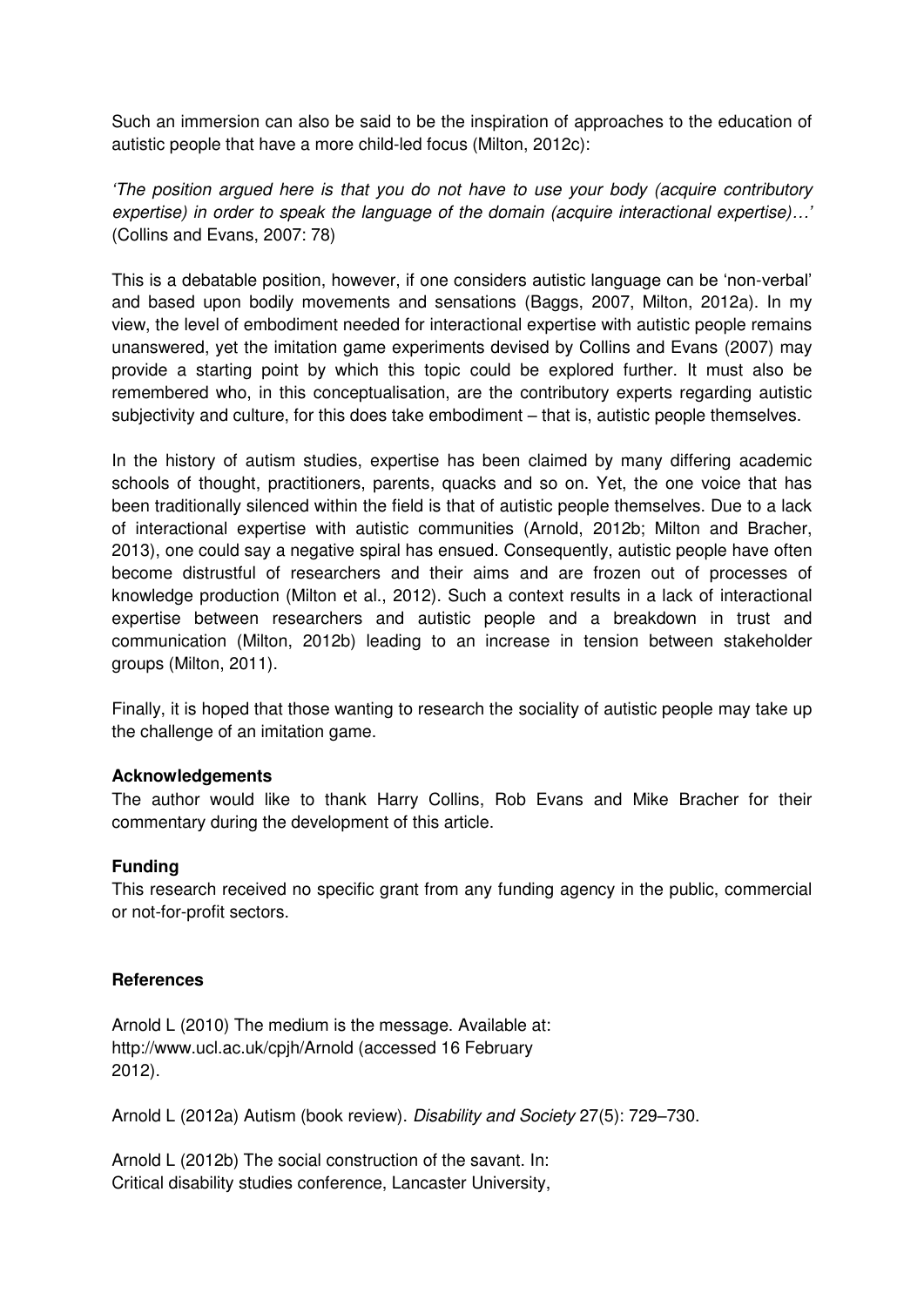Such an immersion can also be said to be the inspiration of approaches to the education of autistic people that have a more child-led focus (Milton, 2012c):

*'The position argued here is that you do not have to use your body (acquire contributory expertise) in order to speak the language of the domain (acquire interactional expertise)…'* (Collins and Evans, 2007: 78)

This is a debatable position, however, if one considers autistic language can be 'non-verbal' and based upon bodily movements and sensations (Baggs, 2007, Milton, 2012a). In my view, the level of embodiment needed for interactional expertise with autistic people remains unanswered, yet the imitation game experiments devised by Collins and Evans (2007) may provide a starting point by which this topic could be explored further. It must also be remembered who, in this conceptualisation, are the contributory experts regarding autistic subjectivity and culture, for this does take embodiment – that is, autistic people themselves.

In the history of autism studies, expertise has been claimed by many differing academic schools of thought, practitioners, parents, quacks and so on. Yet, the one voice that has been traditionally silenced within the field is that of autistic people themselves. Due to a lack of interactional expertise with autistic communities (Arnold, 2012b; Milton and Bracher, 2013), one could say a negative spiral has ensued. Consequently, autistic people have often become distrustful of researchers and their aims and are frozen out of processes of knowledge production (Milton et al., 2012). Such a context results in a lack of interactional expertise between researchers and autistic people and a breakdown in trust and communication (Milton, 2012b) leading to an increase in tension between stakeholder groups (Milton, 2011).

Finally, it is hoped that those wanting to research the sociality of autistic people may take up the challenge of an imitation game.

**Acknowledgements**

The author would like to thank Harry Collins, Rob Evans and Mike Bracher for their commentary during the development of this article.

**Funding**

This research received no specific grant from any funding agency in the public, commercial or not-for-profit sectors.

**References**

Arnold L (2010) The medium is the message. Available at: http://www.ucl.ac.uk/cpjh/Arnold (accessed 16 February 2012).

Arnold L (2012a) Autism (book review). *Disability and Society* 27(5): 729–730.

Arnold L (2012b) The social construction of the savant. In: Critical disability studies conference, Lancaster University,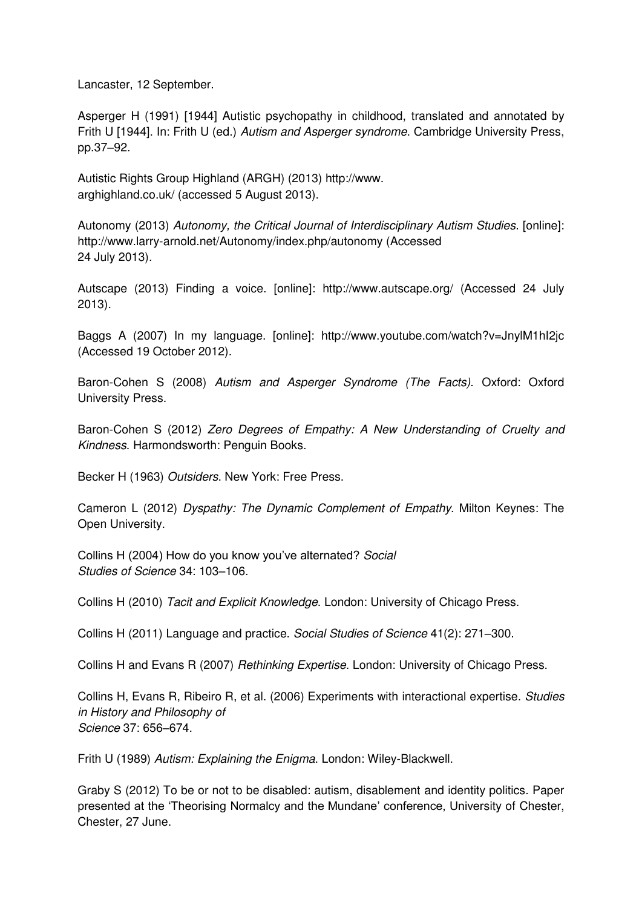Lancaster, 12 September.

Asperger H (1991) [1944] Autistic psychopathy in childhood, translated and annotated by Frith U [1944]. In: Frith U (ed.) *Autism and Asperger syndrome*. Cambridge University Press, pp.37–92.

Autistic Rights Group Highland (ARGH) (2013) http://www.arghighland.co.uk/ (accessed 5 August 2013).

Autonomy (2013) *Autonomy, the Critical Journal of Interdisciplinary Autism Studies*. [online]: http://www.larry-arnold.net/Autonomy/index.php/autonomy (Accessed 24 July 2013).

Autscape (2013) Finding a voice. [online]: http://www.autscape.org/ (Accessed 24 July 2013).

Baggs A (2007) In my language. [online]: http://www.youtube.com/watch?v=JnylM1hI2jc (Accessed 19 October 2012).

Baron-Cohen S (2008) *Autism and Asperger Syndrome (The Facts)*. Oxford: Oxford University Press.

Baron-Cohen S (2012) *Zero Degrees of Empathy: A New Understanding of Cruelty and Kindness*. Harmondsworth: Penguin Books.

Becker H (1963) *Outsiders*. New York: Free Press.

Cameron L (2012) *Dyspathy: The Dynamic Complement of Empathy*. Milton Keynes: The Open University.

Collins H (2004) How do you know you've alternated? *Social Studies of Science* 34: 103–106.

Collins H (2010) *Tacit and Explicit Knowledge*. London: University of Chicago Press.

Collins H (2011) Language and practice. *Social Studies of Science* 41(2): 271–300.

Collins H and Evans R (2007) *Rethinking Expertise*. London: University of Chicago Press.

Collins H, Evans R, Ribeiro R, et al. (2006) Experiments with interactional expertise. *Studies in History and Philosophy of Science* 37: 656–674.

Frith U (1989) *Autism: Explaining the Enigma*. London: Wiley-Blackwell.

Graby S (2012) To be or not to be disabled: autism, disablement and identity politics. Paper presented at the 'Theorising Normalcy and the Mundane' conference, University of Chester, Chester, 27 June.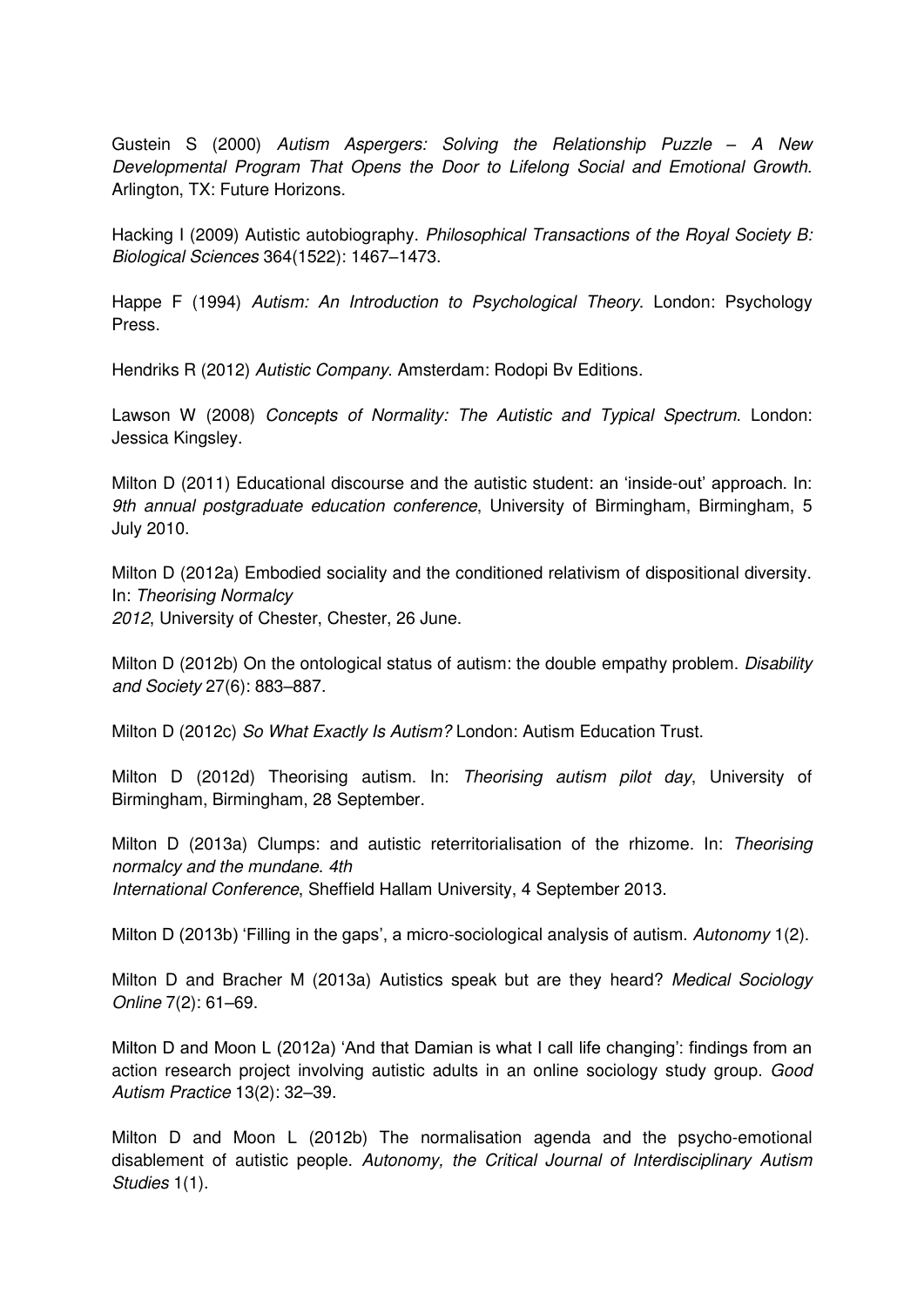Gustein S (2000) *Autism Aspergers: Solving the Relationship Puzzle – A New Developmental Program That Opens the Door to Lifelong Social and Emotional Growth*. Arlington, TX: Future Horizons.

Hacking I (2009) Autistic autobiography. *Philosophical Transactions of the Royal Society B: Biological Sciences* 364(1522): 1467–1473.

Happe F (1994) *Autism: An Introduction to Psychological Theory*. London: Psychology Press.

Hendriks R (2012) *Autistic Company*. Amsterdam: Rodopi Bv Editions.

Lawson W (2008) *Concepts of Normality: The Autistic and Typical Spectrum*. London: Jessica Kingsley.

Milton D (2011) Educational discourse and the autistic student: an 'inside-out' approach. In: *9th annual postgraduate education conference*, University of Birmingham, Birmingham, 5 July 2010.

Milton D (2012a) Embodied sociality and the conditioned relativism of dispositional diversity. In: *Theorising Normalcy 2012*, University of Chester, Chester, 26 June.

Milton D (2012b) On the ontological status of autism: the double empathy problem. *Disability and Society* 27(6): 883–887.

Milton D (2012c) *So What Exactly Is Autism?* London: Autism Education Trust.

Milton D (2012d) Theorising autism. In: *Theorising autism pilot day*, University of Birmingham, Birmingham, 28 September.

Milton D (2013a) Clumps: and autistic reterritorialisation of the rhizome. In: *Theorising normalcy and the mundane. 4th International Conference*, Sheffield Hallam University, 4 September 2013.

Milton D (2013b) 'Filling in the gaps', a micro-sociological analysis of autism. *Autonomy* 1(2).

Milton D and Bracher M (2013a) Autistics speak but are they heard? *Medical Sociology Online* 7(2): 61–69.

Milton D and Moon L (2012a) 'And that Damian is what I call life changing': findings from an action research project involving autistic adults in an online sociology study group. *Good Autism Practice* 13(2): 32–39.

Milton D and Moon L (2012b) The normalisation agenda and the psycho-emotional disablement of autistic people. *Autonomy, the Critical Journal of Interdisciplinary Autism Studies* 1(1).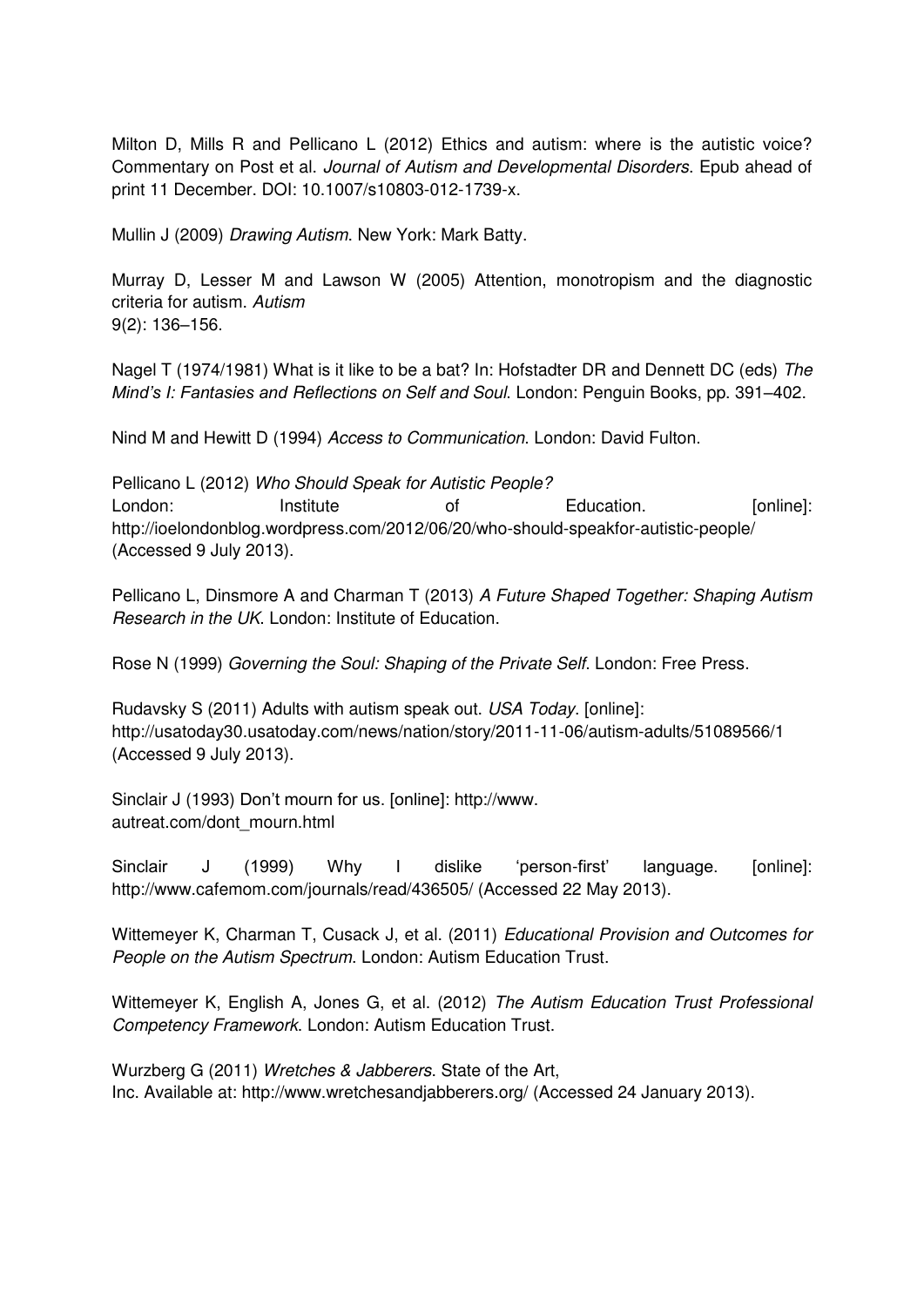Milton D, Mills R and Pellicano L (2012) Ethics and autism: where is the autistic voice? Commentary on Post et al. *Journal of Autism and Developmental Disorders*. Epub ahead of print 11 December. DOI: 10.1007/s10803-012-1739-x.

Mullin J (2009) *Drawing Autism*. New York: Mark Batty.

Murray D, Lesser M and Lawson W (2005) Attention, monotropism and the diagnostic criteria for autism. *Autism* 9(2): 136–156.

Nagel T (1974/1981) What is it like to be a bat? In: Hofstadter DR and Dennett DC (eds) *The Mind's I: Fantasies and Reflections on Self and Soul*. London: Penguin Books, pp. 391–402.

Nind M and Hewitt D (1994) *Access to Communication*. London: David Fulton.

Pellicano L (2012) *Who Should Speak for Autistic People?* London: Institute of Education. [online]: http://ioelondonblog.wordpress.com/2012/06/20/who-should-speakfor-autistic-people/ (Accessed 9 July 2013).

Pellicano L, Dinsmore A and Charman T (2013) *A Future Shaped Together: Shaping Autism Research in the UK*. London: Institute of Education.

Rose N (1999) *Governing the Soul: Shaping of the Private Self*. London: Free Press.

Rudavsky S (2011) Adults with autism speak out. *USA Today*. [online]: http://usatoday30.usatoday.com/news/nation/story/2011-11-06/autism-adults/51089566/1 (Accessed 9 July 2013).

Sinclair J (1993) Don't mourn for us. [online]: http://www.autreat.com/dont_mourn.html

Sinclair J (1999) Why I dislike 'person-first' language. [online]: http://www.cafemom.com/journals/read/436505/ (Accessed 22 May 2013).

Wittemeyer K, Charman T, Cusack J, et al. (2011) *Educational Provision and Outcomes for People on the Autism Spectrum*. London: Autism Education Trust.

Wittemeyer K, English A, Jones G, et al. (2012) *The Autism Education Trust Professional Competency Framework*. London: Autism Education Trust.

Wurzberg G (2011) *Wretches & Jabberers*. State of the Art, Inc. Available at: http://www.wretchesandjabberers.org/ (Accessed 24 January 2013).